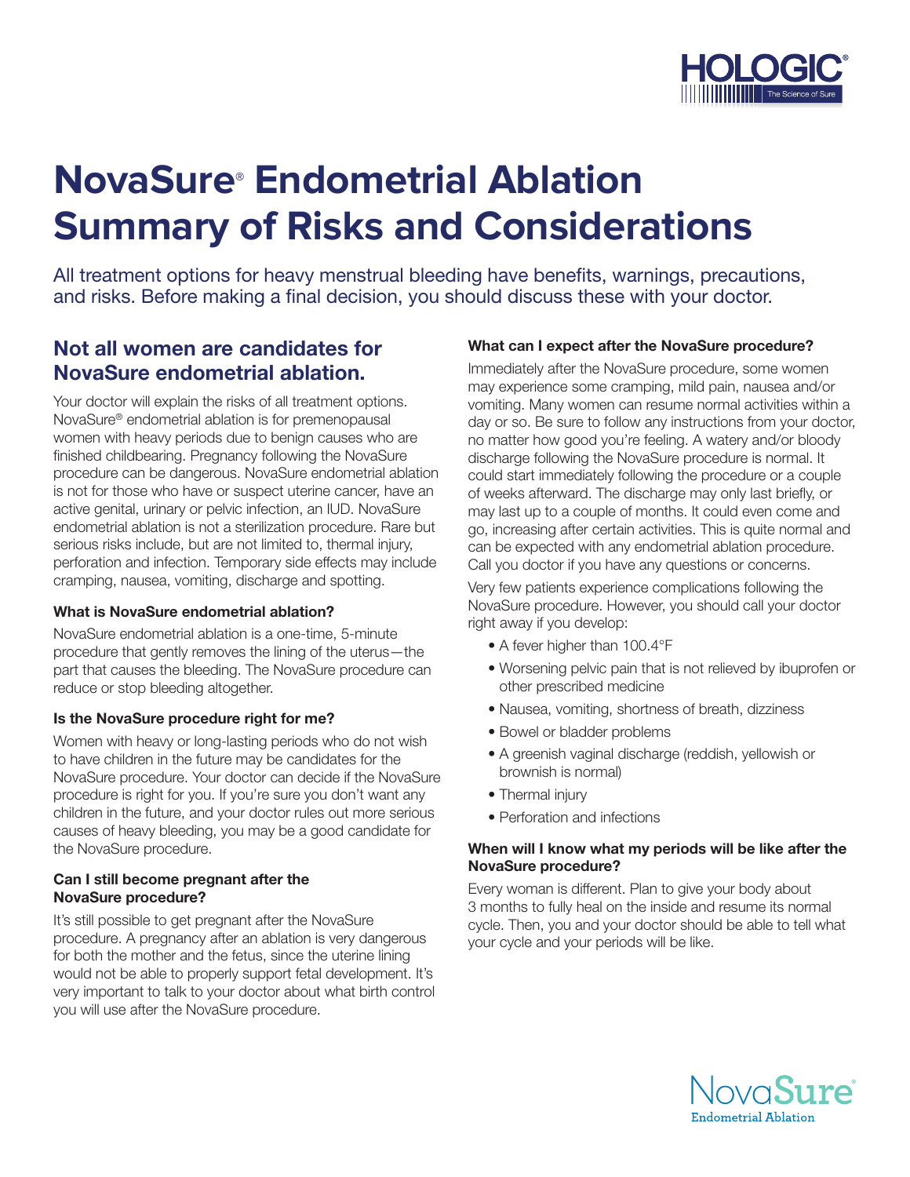# NovaSure® Endometrial Ablation Summary of Risks and Considerations

All treatment options for heavy menstrual bleeding have benefits, warnings, precautions, and risks. Before making a final decision, you should discuss these with your doctor.

## Not all women are candidates for NovaSure endometrial ablation.

Your doctor will explain the risks of all treatment options. NovaSure® endometrial ablation is for premenopausal women with heavy periods due to benign causes who are finished childbearing. Pregnancy following the NovaSure procedure can be dangerous. NovaSure endometrial ablation is not for those who have or suspect uterine cancer, have an active genital, urinary or pelvic infection, an IUD. NovaSure endometrial ablation is not a sterilization procedure. Rare but serious risks include, but are not limited to, thermal injury, perforation and infection. Temporary side effects may include cramping, nausea, vomiting, discharge and spotting.

### What is NovaSure endometrial ablation?

NovaSure endometrial ablation is a one-time, 5-minute procedure that gently removes the lining of the uterus—the part that causes the bleeding. The NovaSure procedure can reduce or stop bleeding altogether.

### Is the NovaSure procedure right for me?

Women with heavy or long-lasting periods who do not wish to have children in the future may be candidates for the NovaSure procedure. Your doctor can decide if the NovaSure procedure is right for you. If you're sure you don't want any children in the future, and your doctor rules out more serious causes of heavy bleeding, you may be a good candidate for the NovaSure procedure.

### Can I still become pregnant after the NovaSure procedure?

It's still possible to get pregnant after the NovaSure procedure. A pregnancy after an ablation is very dangerous for both the mother and the fetus, since the uterine lining would not be able to properly support fetal development. It's very important to talk to your doctor about what birth control you will use after the NovaSure procedure.

### What can I expect after the NovaSure procedure?

Immediately after the NovaSure procedure, some women may experience some cramping, mild pain, nausea and/or vomiting. Many women can resume normal activities within a day or so. Be sure to follow any instructions from your doctor, no matter how good you're feeling. A watery and/or bloody discharge following the NovaSure procedure is normal. It could start immediately following the procedure or a couple of weeks afterward. The discharge may only last briefly, or may last up to a couple of months. It could even come and go, increasing after certain activities. This is quite normal and can be expected with any endometrial ablation procedure. Call you doctor if you have any questions or concerns.

Very few patients experience complications following the NovaSure procedure. However, you should call your doctor right away if you develop:

- A fever higher than 100.4°F
- Worsening pelvic pain that is not relieved by ibuprofen or other prescribed medicine
- Nausea, vomiting, shortness of breath, dizziness
- Bowel or bladder problems
- A greenish vaginal discharge (reddish, yellowish or brownish is normal)
- Thermal injury
- Perforation and infections

### When will I know what my periods will be like after the NovaSure procedure?

Every woman is different. Plan to give your body about 3 months to fully heal on the inside and resume its normal cycle. Then, you and your doctor should be able to tell what your cycle and your periods will be like.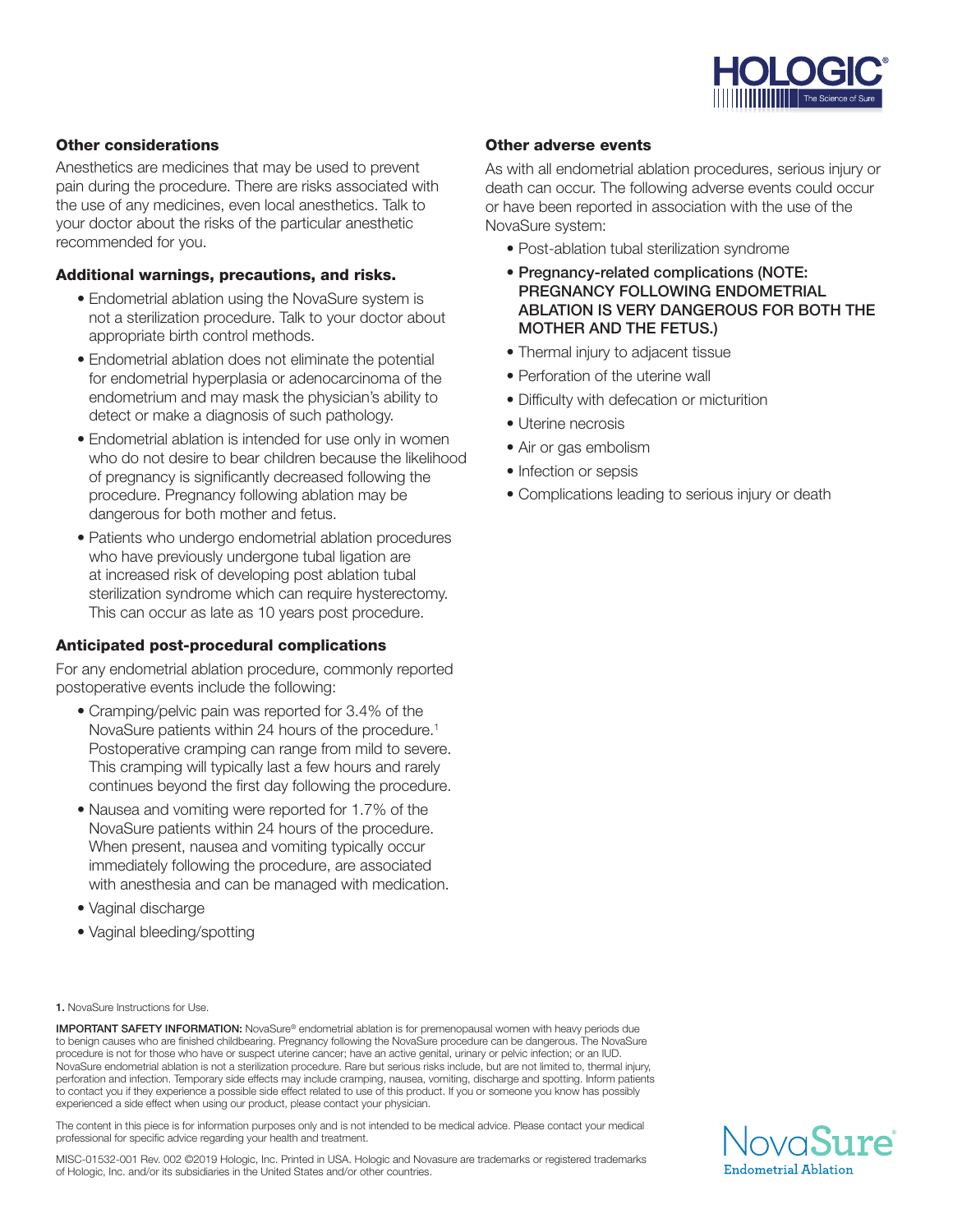### Other considerations

Anesthetics are medicines that may be used to prevent pain during the procedure. There are risks associated with the use of any medicines, even local anesthetics. Talk to your doctor about the risks of the particular anesthetic recommended for you.

### Additional warnings, precautions, and risks.

- Endometrial ablation using the NovaSure system is not a sterilization procedure. Talk to your doctor about appropriate birth control methods.
- Endometrial ablation does not eliminate the potential for endometrial hyperplasia or adenocarcinoma of the endometrium and may mask the physician's ability to detect or make a diagnosis of such pathology.
- Endometrial ablation is intended for use only in women who do not desire to bear children because the likelihood of pregnancy is significantly decreased following the procedure. Pregnancy following ablation may be dangerous for both mother and fetus.
- Patients who undergo endometrial ablation procedures who have previously undergone tubal ligation are at increased risk of developing post ablation tubal sterilization syndrome which can require hysterectomy. This can occur as late as 10 years post procedure.

### Anticipated post-procedural complications

For any endometrial ablation procedure, commonly reported postoperative events include the following:

- Cramping/pelvic pain was reported for 3.4% of the NovaSure patients within 24 hours of the procedure.[1] Postoperative cramping can range from mild to severe. This cramping will typically last a few hours and rarely continues beyond the first day following the procedure.
- Nausea and vomiting were reported for 1.7% of the NovaSure patients within 24 hours of the procedure. When present, nausea and vomiting typically occur immediately following the procedure, are associated with anesthesia and can be managed with medication.
- Vaginal discharge
- Vaginal bleeding/spotting

### Other adverse events

As with all endometrial ablation procedures, serious injury or death can occur. The following adverse events could occur or have been reported in association with the use of the NovaSure system:

- Post-ablation tubal sterilization syndrome
- Pregnancy-related complications (NOTE: PREGNANCY FOLLOWING ENDOMETRIAL ABLATION IS VERY DANGEROUS FOR BOTH THE MOTHER AND THE FETUS.)
- Thermal injury to adjacent tissue
- Perforation of the uterine wall
- Difficulty with defecation or micturition
- Uterine necrosis
- Air or gas embolism
- Infection or sepsis
- Complications leading to serious injury or death

**1.** NovaSure Instructions for Use.

**IMPORTANT SAFETY INFORMATION:** NovaSure® endometrial ablation is for premenopausal women with heavy periods due to benign causes who are finished childbearing. Pregnancy following the NovaSure procedure can be dangerous. The NovaSure procedure is not for those who have or suspect uterine cancer; have an active genital, urinary or pelvic infection; or an IUD. NovaSure endometrial ablation is not a sterilization procedure. Rare but serious risks include, but are not limited to, thermal injury, perforation and infection. Temporary side effects may include cramping, nausea, vomiting, discharge and spotting. Inform patients to contact you if they experience a possible side effect related to use of this product. If you or someone you know has possibly experienced a side effect when using our product, please contact your physician.

The content in this piece is for information purposes only and is not intended to be medical advice. Please contact your medical professional for specific advice regarding your health and treatment.

MISC-01532-001 Rev. 002 ©2019 Hologic, Inc. Printed in USA. Hologic and Novasure are trademarks or registered trademarks of Hologic, Inc. and/or its subsidiaries in the United States and/or other countries.